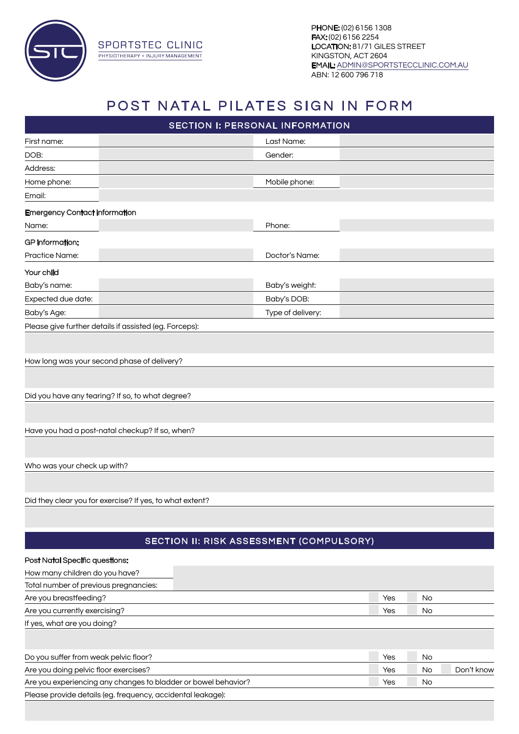**SPORTSTEC CLINIC**
PHYSIOTHERAPY + INJURY MANAGEMENT

**PHONE:** (02) 6156 1308
**FAX:** (02) 6156 2254
**LOCATION:** 81/71 GILES STREET
KINGSTON, ACT 2604
**EMAIL:** ADMIN@SPORTSTECCLINIC.COM.AU
ABN: 12 600 796 718

# POST NATAL PILATES SIGN IN FORM

## SECTION I: PERSONAL INFORMATION

| | | | |
|---|---|---|---|
| First name: | | Last Name: | |
| DOB: | | Gender: | |
| Address: | | | |
| Home phone: | | Mobile phone: | |
| Email: | | | |

**Emergency Contact information**

| | | | |
|---|---|---|---|
| Name: | | Phone: | |

**GP information:**

| | | | |
|---|---|---|---|
| Practice Name: | | Doctor's Name: | |

**Your child**

| | | | |
|---|---|---|---|
| Baby's name: | | Baby's weight: | |
| Expected due date: | | Baby's DOB: | |
| Baby's Age: | | Type of delivery: | |

Please give further details if assisted (eg. Forceps):

How long was your second phase of delivery?

Did you have any tearing? If so, to what degree?

Have you had a post-natal checkup? If so, when?

Who was your check up with?

Did they clear you for exercise? If yes, to what extent?

## SECTION II: RISK ASSESSMENT (COMPULSORY)

**Post Natal Specific questions:**

| | |
|---|---|
| How many children do you have? | |
| Total number of previous pregnancies: | |

| | | | |
|---|---|---|---|
| Are you breastfeeding? | Yes | No | |
| Are you currently exercising? | Yes | No | |

If yes, what are you doing?

| | | | |
|---|---|---|---|
| Do you suffer from weak pelvic floor? | Yes | No | |
| Are you doing pelvic floor exercises? | Yes | No | Don't know |
| Are you experiencing any changes to bladder or bowel behavior? | Yes | No | |

Please provide details (eg. frequency, accidental leakage):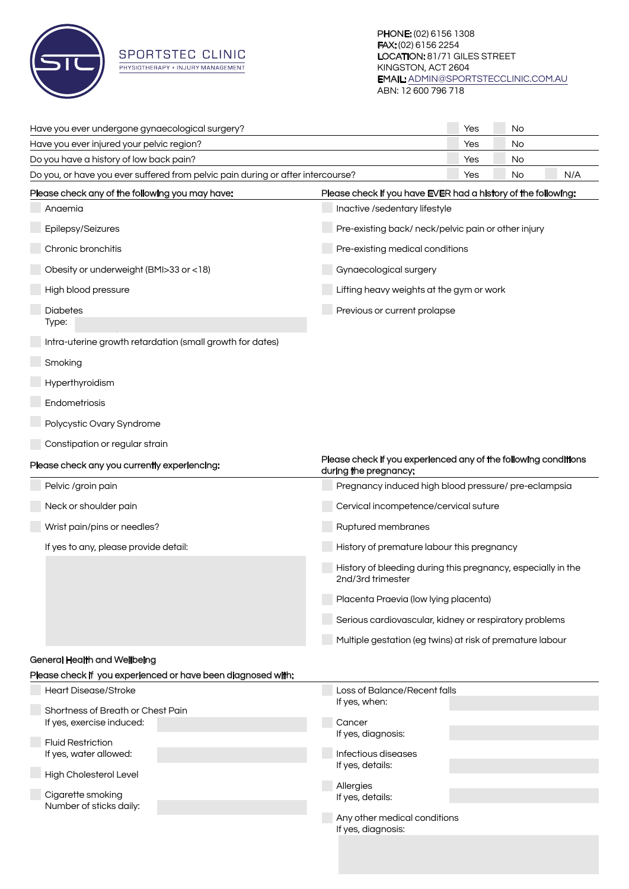SPORTSTEC CLINIC
PHYSIOTHERAPY + INJURY MANAGEMENT

PHONE: (02) 6156 1308
FAX: (02) 6156 2254
LOCATION: 81/71 GILES STREET
KINGSTON, ACT 2604
EMAIL: ADMIN@SPORTSTECCLINIC.COM.AU
ABN: 12 600 796 718

| | | | |
|---|---|---|---|
| Have you ever undergone gynaecological surgery? | ☐ Yes | ☐ No | |
| Have you ever injured your pelvic region? | ☐ Yes | ☐ No | |
| Do you have a history of low back pain? | ☐ Yes | ☐ No | |
| Do you, or have you ever suffered from pelvic pain during or after intercourse? | ☐ Yes | ☐ No | ☐ N/A |

**Please check any of the following you may have:**

- ☐ Anaemia
- ☐ Epilepsy/Seizures
- ☐ Chronic bronchitis
- ☐ Obesity or underweight (BMI>33 or <18)
- ☐ High blood pressure
- ☐ Diabetes
  Type: ______
- ☐ Intra-uterine growth retardation (small growth for dates)
- ☐ Smoking
- ☐ Hyperthyroidism
- ☐ Endometriosis
- ☐ Polycystic Ovary Syndrome
- ☐ Constipation or regular strain

**Please check if you have EVER had a history of the following:**

- ☐ Inactive /sedentary lifestyle
- ☐ Pre-existing back/ neck/pelvic pain or other injury
- ☐ Pre-existing medical conditions
- ☐ Gynaecological surgery
- ☐ Lifting heavy weights at the gym or work
- ☐ Previous or current prolapse

**Please check any you currently experiencing:**

- ☐ Pelvic /groin pain
- ☐ Neck or shoulder pain
- ☐ Wrist pain/pins or needles?

If yes to any, please provide detail: ______

**Please check if you experienced any of the following conditions during the pregnancy:**

- ☐ Pregnancy induced high blood pressure/ pre-eclampsia
- ☐ Cervical incompetence/cervical suture
- ☐ Ruptured membranes
- ☐ History of premature labour this pregnancy
- ☐ History of bleeding during this pregnancy, especially in the 2nd/3rd trimester
- ☐ Placenta Praevia (low lying placenta)
- ☐ Serious cardiovascular, kidney or respiratory problems
- ☐ Multiple gestation (eg twins) at risk of premature labour

**General Health and Wellbeing**

**Please check if you experienced or have been diagnosed with:**

- ☐ Heart Disease/Stroke
- ☐ Shortness of Breath or Chest Pain
  If yes, exercise induced: ______
- ☐ Fluid Restriction
  If yes, water allowed: ______
- ☐ High Cholesterol Level
- ☐ Cigarette smoking
  Number of sticks daily: ______
- ☐ Loss of Balance/Recent falls
  If yes, when: ______
- ☐ Cancer
  If yes, diagnosis: ______
- ☐ Infectious diseases
  If yes, details: ______
- ☐ Allergies
  If yes, details: ______
- ☐ Any other medical conditions
  If yes, diagnosis: ______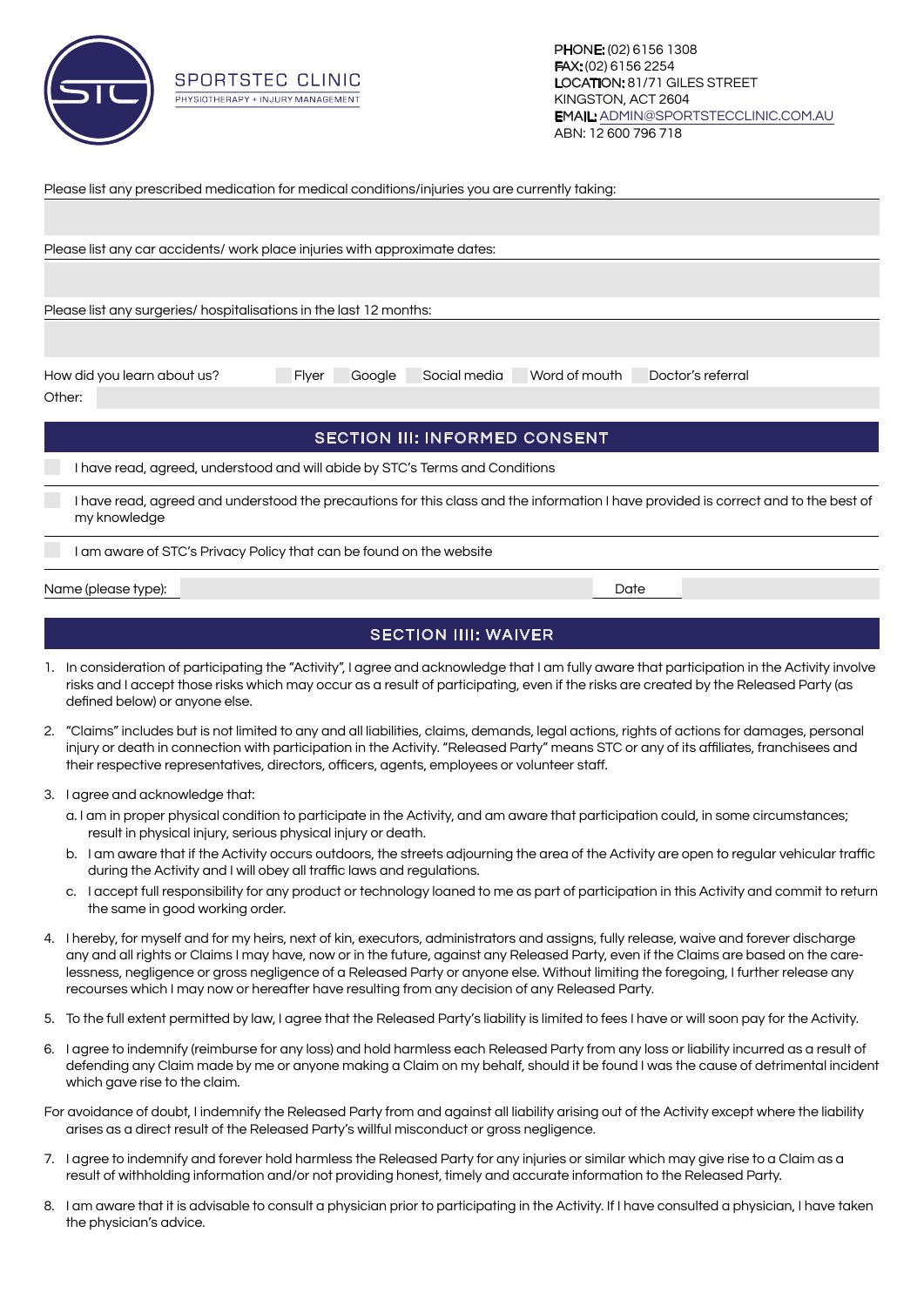SPORTSTEC CLINIC
PHYSIOTHERAPY + INJURY MANAGEMENT

PHONE: (02) 6156 1308
FAX: (02) 6156 2254
LOCATION: 81/71 GILES STREET
KINGSTON, ACT 2604
EMAIL: ADMIN@SPORTSTECCLINIC.COM.AU
ABN: 12 600 796 718

Please list any prescribed medication for medical conditions/injuries you are currently taking:

Please list any car accidents/ work place injuries with approximate dates:

Please list any surgeries/ hospitalisations in the last 12 months:

How did you learn about us? ☐ Flyer ☐ Google ☐ Social media ☐ Word of mouth ☐ Doctor's referral

Other:

## SECTION III: INFORMED CONSENT

☐ I have read, agreed, understood and will abide by STC's Terms and Conditions

☐ I have read, agreed and understood the precautions for this class and the information I have provided is correct and to the best of my knowledge

☐ I am aware of STC's Privacy Policy that can be found on the website

Name (please type): Date

## SECTION IIII: WAIVER

1. In consideration of participating the "Activity", I agree and acknowledge that I am fully aware that participation in the Activity involve risks and I accept those risks which may occur as a result of participating, even if the risks are created by the Released Party (as defined below) or anyone else.

2. "Claims" includes but is not limited to any and all liabilities, claims, demands, legal actions, rights of actions for damages, personal injury or death in connection with participation in the Activity. "Released Party" means STC or any of its affiliates, franchisees and their respective representatives, directors, officers, agents, employees or volunteer staff.

3. I agree and acknowledge that:
   a. I am in proper physical condition to participate in the Activity, and am aware that participation could, in some circumstances; result in physical injury, serious physical injury or death.
   b. I am aware that if the Activity occurs outdoors, the streets adjourning the area of the Activity are open to regular vehicular traffic during the Activity and I will obey all traffic laws and regulations.
   c. I accept full responsibility for any product or technology loaned to me as part of participation in this Activity and commit to return the same in good working order.

4. I hereby, for myself and for my heirs, next of kin, executors, administrators and assigns, fully release, waive and forever discharge any and all rights or Claims I may have, now or in the future, against any Released Party, even if the Claims are based on the care-lessness, negligence or gross negligence of a Released Party or anyone else. Without limiting the foregoing, I further release any recourses which I may now or hereafter have resulting from any decision of any Released Party.

5. To the full extent permitted by law, I agree that the Released Party's liability is limited to fees I have or will soon pay for the Activity.

6. I agree to indemnify (reimburse for any loss) and hold harmless each Released Party from any loss or liability incurred as a result of defending any Claim made by me or anyone making a Claim on my behalf, should it be found I was the cause of detrimental incident which gave rise to the claim.

For avoidance of doubt, I indemnify the Released Party from and against all liability arising out of the Activity except where the liability arises as a direct result of the Released Party's willful misconduct or gross negligence.

7. I agree to indemnify and forever hold harmless the Released Party for any injuries or similar which may give rise to a Claim as a result of withholding information and/or not providing honest, timely and accurate information to the Released Party.

8. I am aware that it is advisable to consult a physician prior to participating in the Activity. If I have consulted a physician, I have taken the physician's advice.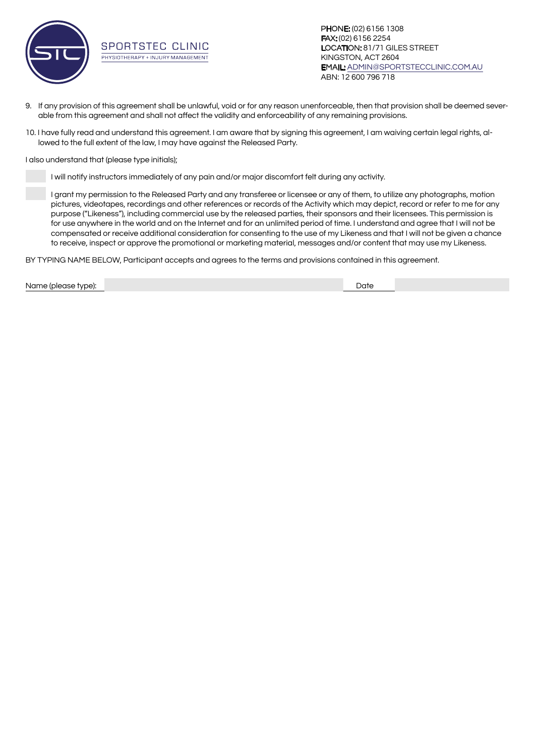9. If any provision of this agreement shall be unlawful, void or for any reason unenforceable, then that provision shall be deemed severable from this agreement and shall not affect the validity and enforceability of any remaining provisions.

10. I have fully read and understand this agreement. I am aware that by signing this agreement, I am waiving certain legal rights, allowed to the full extent of the law, I may have against the Released Party.

I also understand that (please type initials);

- I will notify instructors immediately of any pain and/or major discomfort felt during any activity.

- I grant my permission to the Released Party and any transferee or licensee or any of them, to utilize any photographs, motion pictures, videotapes, recordings and other references or records of the Activity which may depict, record or refer to me for any purpose ("Likeness"), including commercial use by the released parties, their sponsors and their licensees. This permission is for use anywhere in the world and on the Internet and for an unlimited period of time. I understand and agree that I will not be compensated or receive additional consideration for consenting to the use of my Likeness and that I will not be given a chance to receive, inspect or approve the promotional or marketing material, messages and/or content that may use my Likeness.

BY TYPING NAME BELOW, Participant accepts and agrees to the terms and provisions contained in this agreement.

Name (please type): ______________________ Date ____________